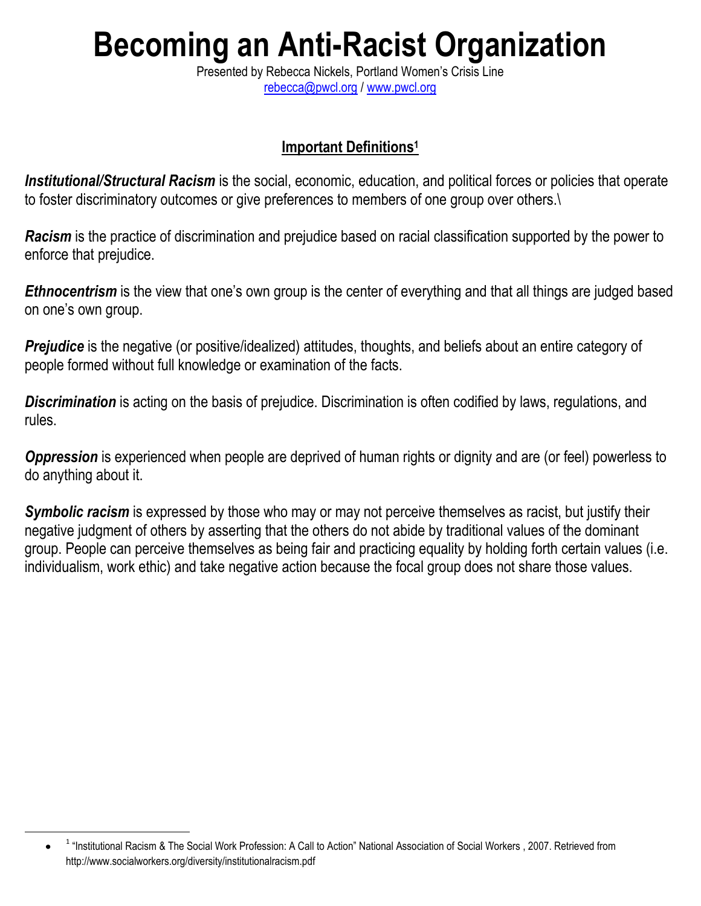# Becoming an Anti-Racist Organization

Presented by Rebecca Nickels, Portland Women's Crisis Line
rebecca@pwcl.org / www.pwcl.org

## Important Definitions[1]

***Institutional/Structural Racism*** is the social, economic, education, and political forces or policies that operate to foster discriminatory outcomes or give preferences to members of one group over others.\

***Racism*** is the practice of discrimination and prejudice based on racial classification supported by the power to enforce that prejudice.

***Ethnocentrism*** is the view that one's own group is the center of everything and that all things are judged based on one's own group.

***Prejudice*** is the negative (or positive/idealized) attitudes, thoughts, and beliefs about an entire category of people formed without full knowledge or examination of the facts.

***Discrimination*** is acting on the basis of prejudice. Discrimination is often codified by laws, regulations, and rules.

***Oppression*** is experienced when people are deprived of human rights or dignity and are (or feel) powerless to do anything about it.

***Symbolic racism*** is expressed by those who may or may not perceive themselves as racist, but justify their negative judgment of others by asserting that the others do not abide by traditional values of the dominant group. People can perceive themselves as being fair and practicing equality by holding forth certain values (i.e. individualism, work ethic) and take negative action because the focal group does not share those values.

---

- [1] "Institutional Racism & The Social Work Profession: A Call to Action" National Association of Social Workers , 2007. Retrieved from http://www.socialworkers.org/diversity/institutionalracism.pdf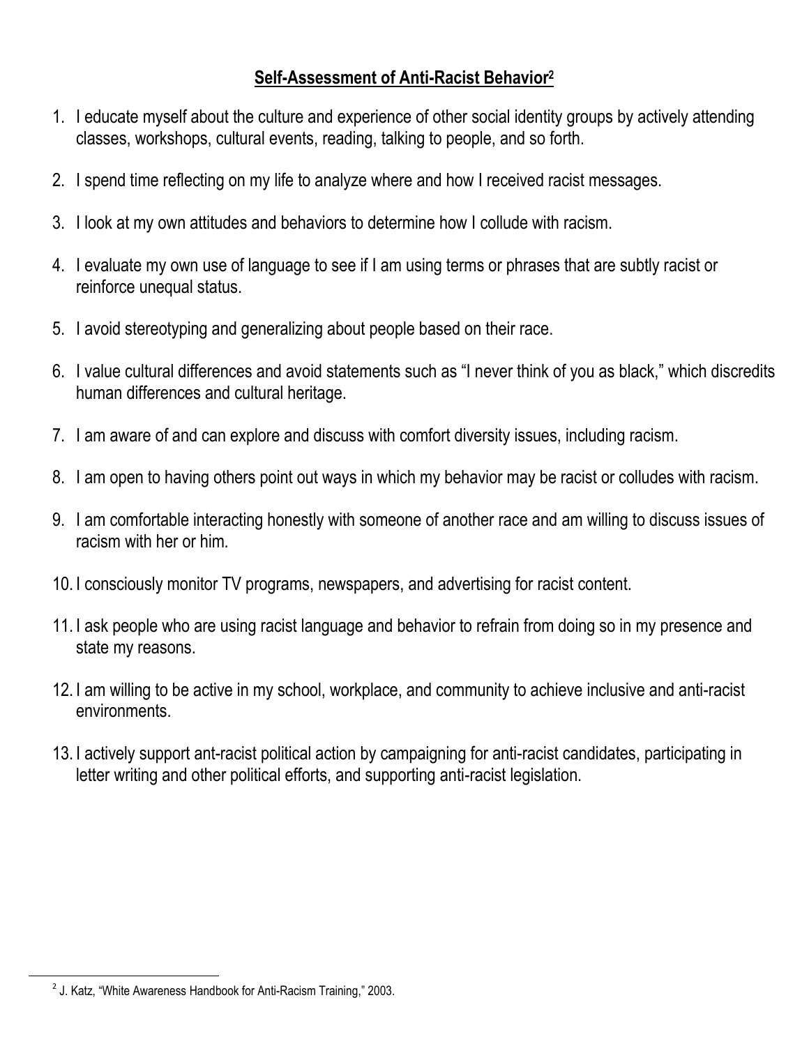## Self-Assessment of Anti-Racist Behavior[2]

1. I educate myself about the culture and experience of other social identity groups by actively attending classes, workshops, cultural events, reading, talking to people, and so forth.
2. I spend time reflecting on my life to analyze where and how I received racist messages.
3. I look at my own attitudes and behaviors to determine how I collude with racism.
4. I evaluate my own use of language to see if I am using terms or phrases that are subtly racist or reinforce unequal status.
5. I avoid stereotyping and generalizing about people based on their race.
6. I value cultural differences and avoid statements such as "I never think of you as black," which discredits human differences and cultural heritage.
7. I am aware of and can explore and discuss with comfort diversity issues, including racism.
8. I am open to having others point out ways in which my behavior may be racist or colludes with racism.
9. I am comfortable interacting honestly with someone of another race and am willing to discuss issues of racism with her or him.
10. I consciously monitor TV programs, newspapers, and advertising for racist content.
11. I ask people who are using racist language and behavior to refrain from doing so in my presence and state my reasons.
12. I am willing to be active in my school, workplace, and community to achieve inclusive and anti-racist environments.
13. I actively support ant-racist political action by campaigning for anti-racist candidates, participating in letter writing and other political efforts, and supporting anti-racist legislation.

[2] J. Katz, "White Awareness Handbook for Anti-Racism Training," 2003.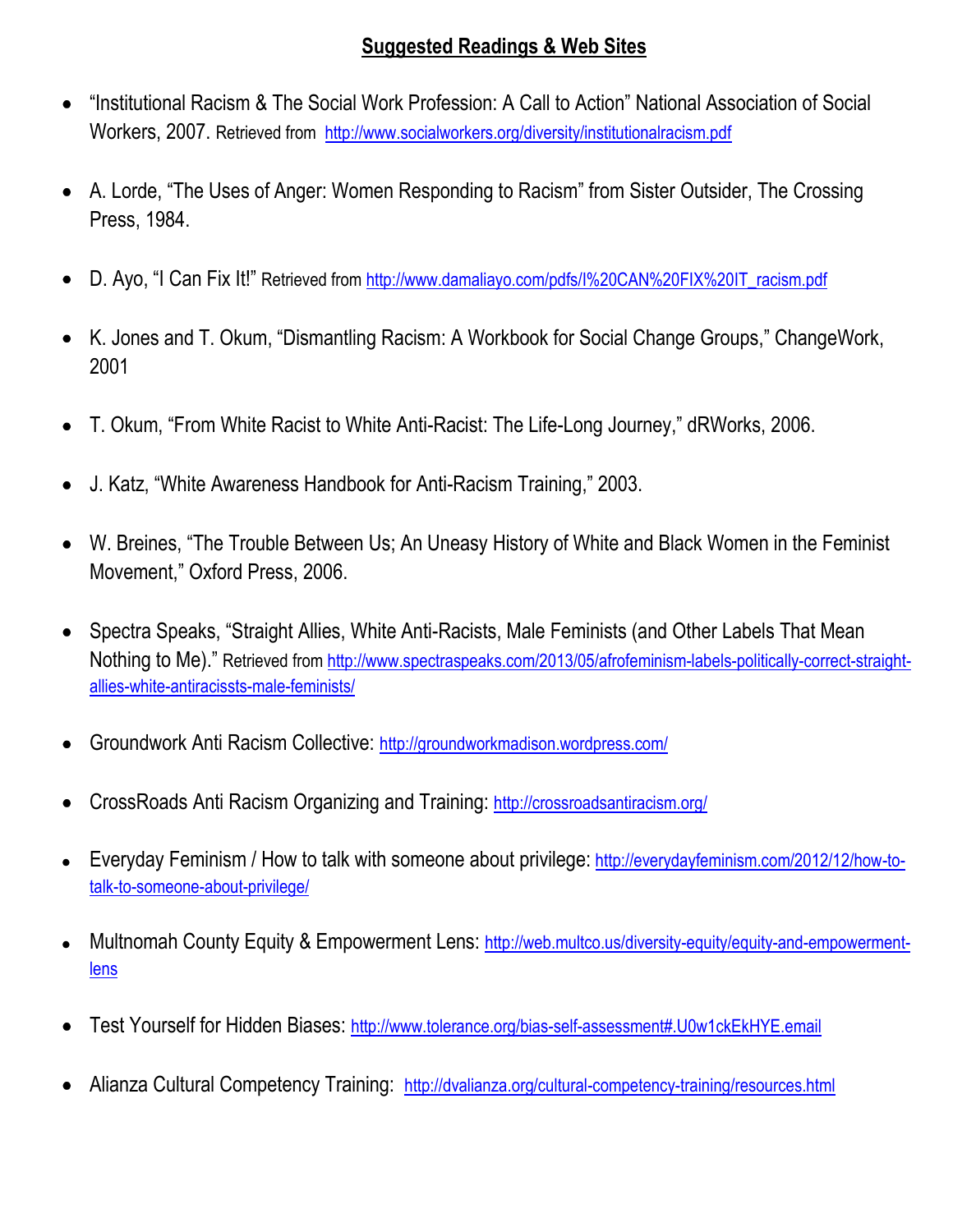## Suggested Readings & Web Sites

- "Institutional Racism & The Social Work Profession: A Call to Action" National Association of Social Workers, 2007. Retrieved from http://www.socialworkers.org/diversity/institutionalracism.pdf

- A. Lorde, "The Uses of Anger: Women Responding to Racism" from Sister Outsider, The Crossing Press, 1984.

- D. Ayo, "I Can Fix It!" Retrieved from http://www.damaliayo.com/pdfs/I%20CAN%20FIX%20IT_racism.pdf

- K. Jones and T. Okum, "Dismantling Racism: A Workbook for Social Change Groups," ChangeWork, 2001

- T. Okum, "From White Racist to White Anti-Racist: The Life-Long Journey," dRWorks, 2006.

- J. Katz, "White Awareness Handbook for Anti-Racism Training," 2003.

- W. Breines, "The Trouble Between Us; An Uneasy History of White and Black Women in the Feminist Movement," Oxford Press, 2006.

- Spectra Speaks, "Straight Allies, White Anti-Racists, Male Feminists (and Other Labels That Mean Nothing to Me)." Retrieved from http://www.spectraspeaks.com/2013/05/afrofeminism-labels-politically-correct-straight-allies-white-antiracissts-male-feminists/

- Groundwork Anti Racism Collective: http://groundworkmadison.wordpress.com/

- CrossRoads Anti Racism Organizing and Training: http://crossroadsantiracism.org/

- Everyday Feminism / How to talk with someone about privilege: http://everydayfeminism.com/2012/12/how-to-talk-to-someone-about-privilege/

- Multnomah County Equity & Empowerment Lens: http://web.multco.us/diversity-equity/equity-and-empowerment-lens

- Test Yourself for Hidden Biases: http://www.tolerance.org/bias-self-assessment#.U0w1ckEkHYE.email

- Alianza Cultural Competency Training: http://dvalianza.org/cultural-competency-training/resources.html